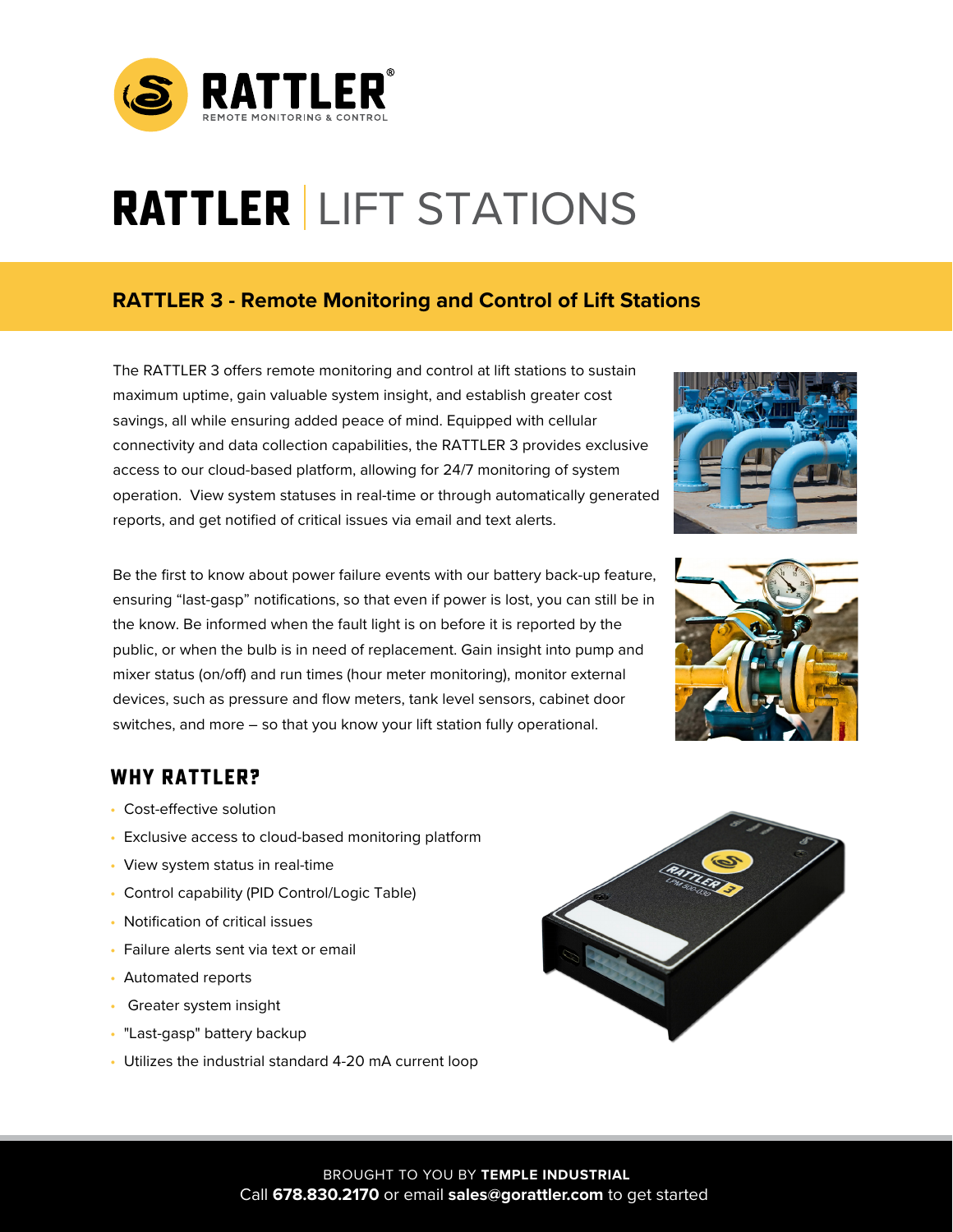**RATTLER**
REMOTE MONITORING & CONTROL

# RATTLER | LIFT STATIONS

## RATTLER 3 - Remote Monitoring and Control of Lift Stations

The RATTLER 3 offers remote monitoring and control at lift stations to sustain maximum uptime, gain valuable system insight, and establish greater cost savings, all while ensuring added peace of mind. Equipped with cellular connectivity and data collection capabilities, the RATTLER 3 provides exclusive access to our cloud-based platform, allowing for 24/7 monitoring of system operation. View system statuses in real-time or through automatically generated reports, and get notified of critical issues via email and text alerts.

Be the first to know about power failure events with our battery back-up feature, ensuring "last-gasp" notifications, so that even if power is lost, you can still be in the know. Be informed when the fault light is on before it is reported by the public, or when the bulb is in need of replacement. Gain insight into pump and mixer status (on/off) and run times (hour meter monitoring), monitor external devices, such as pressure and flow meters, tank level sensors, cabinet door switches, and more – so that you know your lift station fully operational.

## WHY RATTLER?

- Cost-effective solution
- Exclusive access to cloud-based monitoring platform
- View system status in real-time
- Control capability (PID Control/Logic Table)
- Notification of critical issues
- Failure alerts sent via text or email
- Automated reports
- Greater system insight
- "Last-gasp" battery backup
- Utilizes the industrial standard 4-20 mA current loop

BROUGHT TO YOU BY **TEMPLE INDUSTRIAL**
Call **678.830.2170** or email **sales@gorattler.com** to get started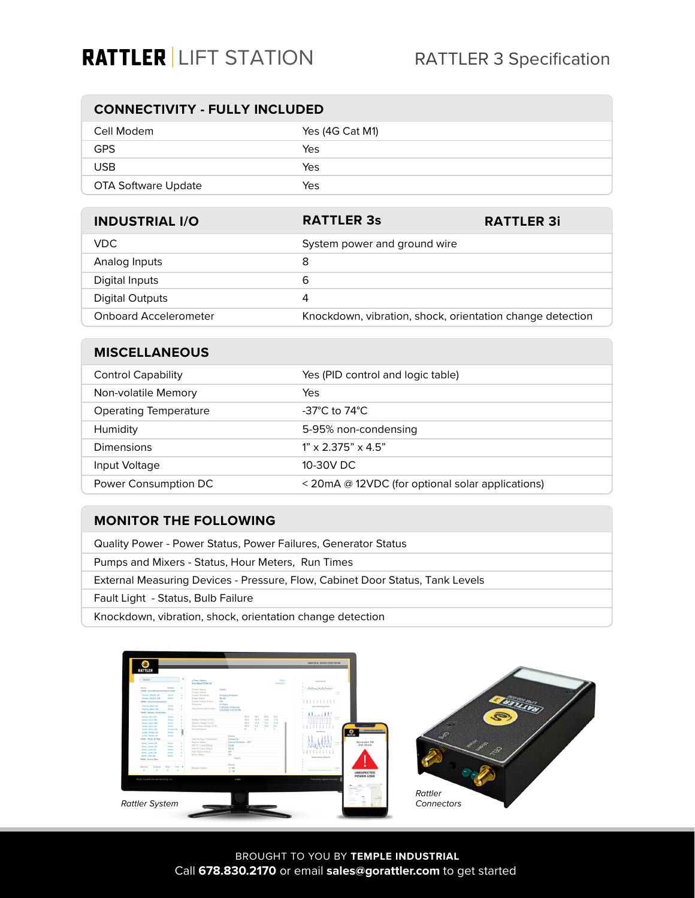# RATTLER | LIFT STATION

RATTLER 3 Specification

| CONNECTIVITY - FULLY INCLUDED | |
|---|---|
| Cell Modem | Yes (4G Cat M1) |
| GPS | Yes |
| USB | Yes |
| OTA Software Update | Yes |

| INDUSTRIAL I/O | RATTLER 3s | RATTLER 3i |
|---|---|---|
| VDC | System power and ground wire | |
| Analog Inputs | 8 | |
| Digital Inputs | 6 | |
| Digital Outputs | 4 | |
| Onboard Accelerometer | Knockdown, vibration, shock, orientation change detection | |

| MISCELLANEOUS | |
|---|---|
| Control Capability | Yes (PID control and logic table) |
| Non-volatile Memory | Yes |
| Operating Temperature | -37°C to 74°C |
| Humidity | 5-95% non-condensing |
| Dimensions | 1" x 2.375" x 4.5" |
| Input Voltage | 10-30V DC |
| Power Consumption DC | < 20mA @ 12VDC (for optional solar applications) |

| MONITOR THE FOLLOWING |
|---|
| Quality Power - Power Status, Power Failures, Generator Status |
| Pumps and Mixers - Status, Hour Meters, Run Times |
| External Measuring Devices - Pressure, Flow, Cabinet Door Status, Tank Levels |
| Fault Light - Status, Bulb Failure |
| Knockdown, vibration, shock, orientation change detection |

*Rattler System*

*Rattler Connectors*

BROUGHT TO YOU BY **TEMPLE INDUSTRIAL**

Call **678.830.2170** or email **sales@gorattler.com** to get started